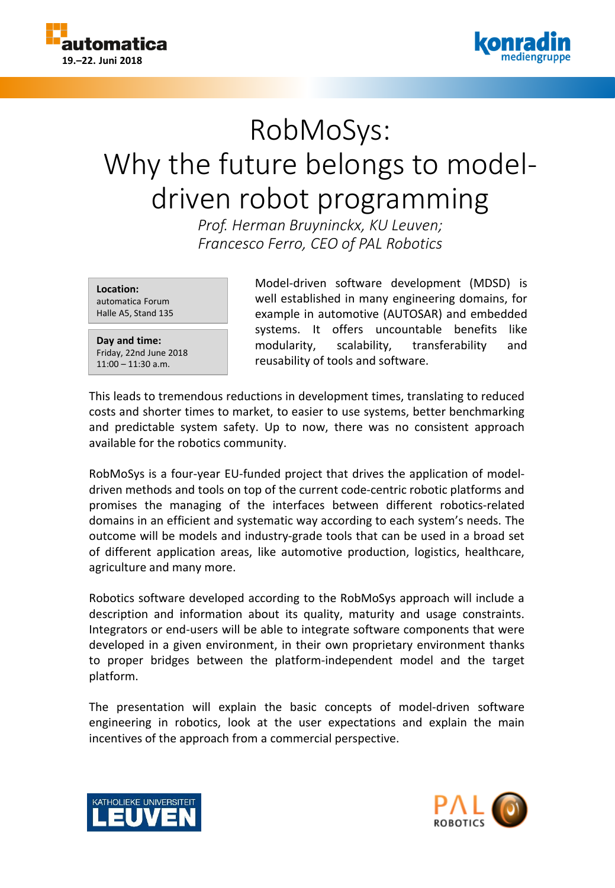# RobMoSys: Why the future belongs to model-driven robot programming

*Prof. Herman Bruyninckx, KU Leuven;*
*Francesco Ferro, CEO of PAL Robotics*

**Location:**
automatica Forum
Halle A5, Stand 135

**Day and time:**
Friday, 22nd June 2018
11:00 – 11:30 a.m.

Model-driven software development (MDSD) is well established in many engineering domains, for example in automotive (AUTOSAR) and embedded systems. It offers uncountable benefits like modularity, scalability, transferability and reusability of tools and software.

This leads to tremendous reductions in development times, translating to reduced costs and shorter times to market, to easier to use systems, better benchmarking and predictable system safety. Up to now, there was no consistent approach available for the robotics community.

RobMoSys is a four-year EU-funded project that drives the application of model-driven methods and tools on top of the current code-centric robotic platforms and promises the managing of the interfaces between different robotics-related domains in an efficient and systematic way according to each system's needs. The outcome will be models and industry-grade tools that can be used in a broad set of different application areas, like automotive production, logistics, healthcare, agriculture and many more.

Robotics software developed according to the RobMoSys approach will include a description and information about its quality, maturity and usage constraints. Integrators or end-users will be able to integrate software components that were developed in a given environment, in their own proprietary environment thanks to proper bridges between the platform-independent model and the target platform.

The presentation will explain the basic concepts of model-driven software engineering in robotics, look at the user expectations and explain the main incentives of the approach from a commercial perspective.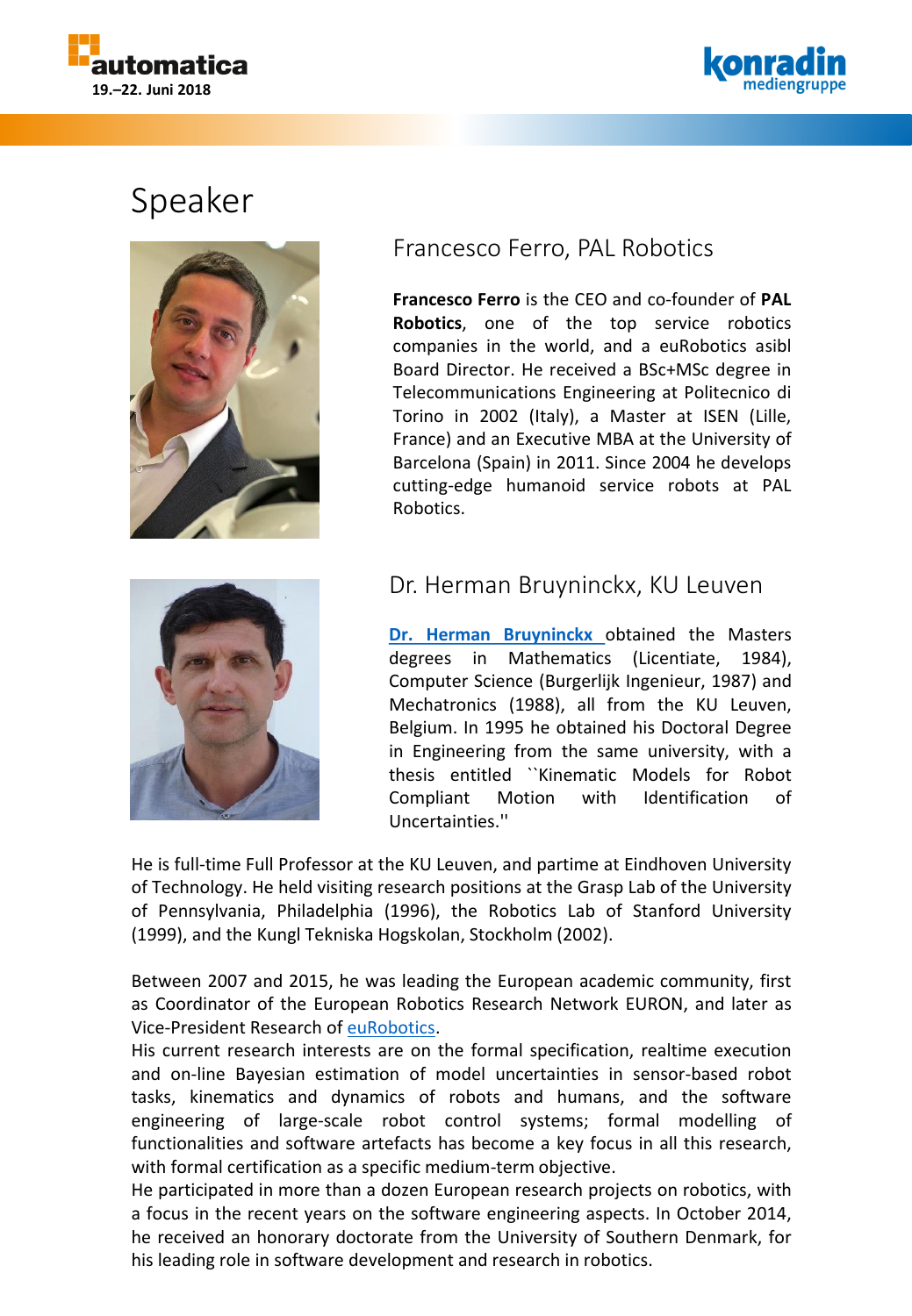# Speaker

## Francesco Ferro, PAL Robotics

**Francesco Ferro** is the CEO and co-founder of **PAL Robotics**, one of the top service robotics companies in the world, and a euRobotics asibl Board Director. He received a BSc+MSc degree in Telecommunications Engineering at Politecnico di Torino in 2002 (Italy), a Master at ISEN (Lille, France) and an Executive MBA at the University of Barcelona (Spain) in 2011. Since 2004 he develops cutting-edge humanoid service robots at PAL Robotics.

## Dr. Herman Bruyninckx, KU Leuven

**Dr. Herman Bruyninckx** obtained the Masters degrees in Mathematics (Licentiate, 1984), Computer Science (Burgerlijk Ingenieur, 1987) and Mechatronics (1988), all from the KU Leuven, Belgium. In 1995 he obtained his Doctoral Degree in Engineering from the same university, with a thesis entitled ``Kinematic Models for Robot Compliant Motion with Identification of Uncertainties.''

He is full-time Full Professor at the KU Leuven, and partime at Eindhoven University of Technology. He held visiting research positions at the Grasp Lab of the University of Pennsylvania, Philadelphia (1996), the Robotics Lab of Stanford University (1999), and the Kungl Tekniska Hogskolan, Stockholm (2002).

Between 2007 and 2015, he was leading the European academic community, first as Coordinator of the European Robotics Research Network EURON, and later as Vice-President Research of euRobotics.
His current research interests are on the formal specification, realtime execution and on-line Bayesian estimation of model uncertainties in sensor-based robot tasks, kinematics and dynamics of robots and humans, and the software engineering of large-scale robot control systems; formal modelling of functionalities and software artefacts has become a key focus in all this research, with formal certification as a specific medium-term objective.
He participated in more than a dozen European research projects on robotics, with a focus in the recent years on the software engineering aspects. In October 2014, he received an honorary doctorate from the University of Southern Denmark, for his leading role in software development and research in robotics.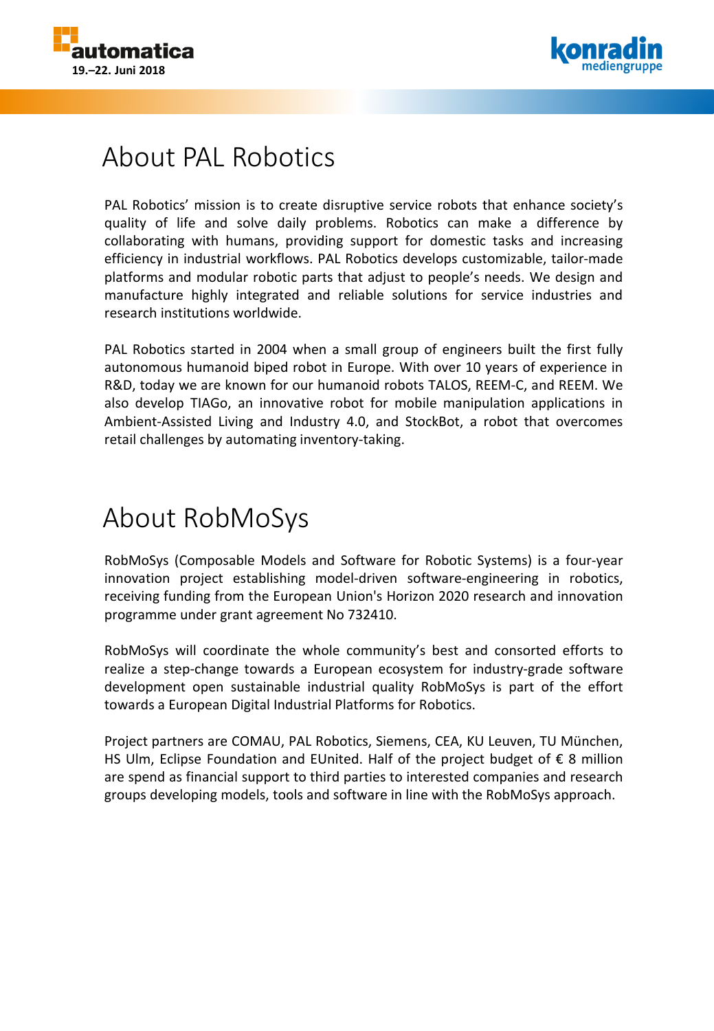# About PAL Robotics

PAL Robotics' mission is to create disruptive service robots that enhance society's quality of life and solve daily problems. Robotics can make a difference by collaborating with humans, providing support for domestic tasks and increasing efficiency in industrial workflows. PAL Robotics develops customizable, tailor-made platforms and modular robotic parts that adjust to people's needs. We design and manufacture highly integrated and reliable solutions for service industries and research institutions worldwide.

PAL Robotics started in 2004 when a small group of engineers built the first fully autonomous humanoid biped robot in Europe. With over 10 years of experience in R&D, today we are known for our humanoid robots TALOS, REEM-C, and REEM. We also develop TIAGo, an innovative robot for mobile manipulation applications in Ambient-Assisted Living and Industry 4.0, and StockBot, a robot that overcomes retail challenges by automating inventory-taking.

# About RobMoSys

RobMoSys (Composable Models and Software for Robotic Systems) is a four-year innovation project establishing model-driven software-engineering in robotics, receiving funding from the European Union's Horizon 2020 research and innovation programme under grant agreement No 732410.

RobMoSys will coordinate the whole community's best and consorted efforts to realize a step-change towards a European ecosystem for industry-grade software development open sustainable industrial quality RobMoSys is part of the effort towards a European Digital Industrial Platforms for Robotics.

Project partners are COMAU, PAL Robotics, Siemens, CEA, KU Leuven, TU München, HS Ulm, Eclipse Foundation and EUnited. Half of the project budget of € 8 million are spend as financial support to third parties to interested companies and research groups developing models, tools and software in line with the RobMoSys approach.